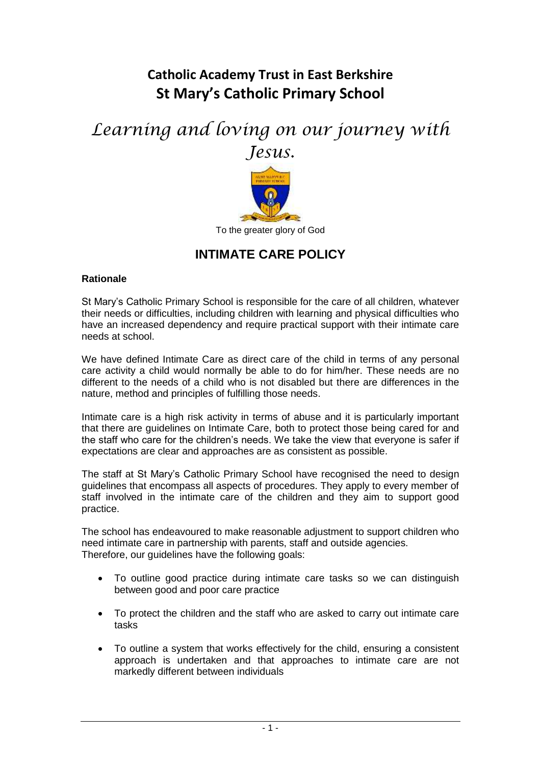# Catholic Academy Trust in East Berkshire
# St Mary's Catholic Primary School

*Learning and loving on our journey with Jesus.*

To the greater glory of God

## INTIMATE CARE POLICY

**Rationale**

St Mary's Catholic Primary School is responsible for the care of all children, whatever their needs or difficulties, including children with learning and physical difficulties who have an increased dependency and require practical support with their intimate care needs at school.

We have defined Intimate Care as direct care of the child in terms of any personal care activity a child would normally be able to do for him/her. These needs are no different to the needs of a child who is not disabled but there are differences in the nature, method and principles of fulfilling those needs.

Intimate care is a high risk activity in terms of abuse and it is particularly important that there are guidelines on Intimate Care, both to protect those being cared for and the staff who care for the children's needs. We take the view that everyone is safer if expectations are clear and approaches are as consistent as possible.

The staff at St Mary's Catholic Primary School have recognised the need to design guidelines that encompass all aspects of procedures. They apply to every member of staff involved in the intimate care of the children and they aim to support good practice.

The school has endeavoured to make reasonable adjustment to support children who need intimate care in partnership with parents, staff and outside agencies.
Therefore, our guidelines have the following goals:

- To outline good practice during intimate care tasks so we can distinguish between good and poor care practice
- To protect the children and the staff who are asked to carry out intimate care tasks
- To outline a system that works effectively for the child, ensuring a consistent approach is undertaken and that approaches to intimate care are not markedly different between individuals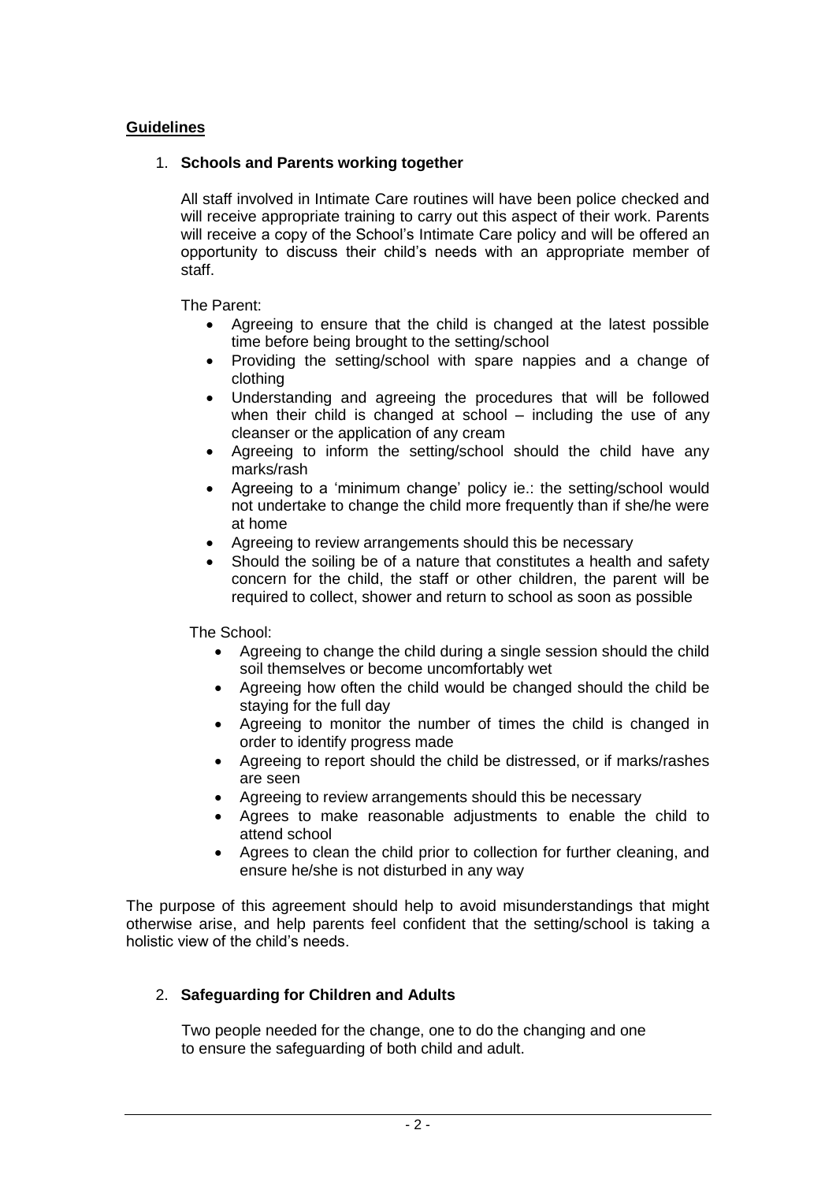## Guidelines

### 1. Schools and Parents working together

All staff involved in Intimate Care routines will have been police checked and will receive appropriate training to carry out this aspect of their work. Parents will receive a copy of the School's Intimate Care policy and will be offered an opportunity to discuss their child's needs with an appropriate member of staff.

The Parent:

- Agreeing to ensure that the child is changed at the latest possible time before being brought to the setting/school
- Providing the setting/school with spare nappies and a change of clothing
- Understanding and agreeing the procedures that will be followed when their child is changed at school – including the use of any cleanser or the application of any cream
- Agreeing to inform the setting/school should the child have any marks/rash
- Agreeing to a 'minimum change' policy ie.: the setting/school would not undertake to change the child more frequently than if she/he were at home
- Agreeing to review arrangements should this be necessary
- Should the soiling be of a nature that constitutes a health and safety concern for the child, the staff or other children, the parent will be required to collect, shower and return to school as soon as possible

The School:

- Agreeing to change the child during a single session should the child soil themselves or become uncomfortably wet
- Agreeing how often the child would be changed should the child be staying for the full day
- Agreeing to monitor the number of times the child is changed in order to identify progress made
- Agreeing to report should the child be distressed, or if marks/rashes are seen
- Agreeing to review arrangements should this be necessary
- Agrees to make reasonable adjustments to enable the child to attend school
- Agrees to clean the child prior to collection for further cleaning, and ensure he/she is not disturbed in any way

The purpose of this agreement should help to avoid misunderstandings that might otherwise arise, and help parents feel confident that the setting/school is taking a holistic view of the child's needs.

### 2. Safeguarding for Children and Adults

Two people needed for the change, one to do the changing and one to ensure the safeguarding of both child and adult.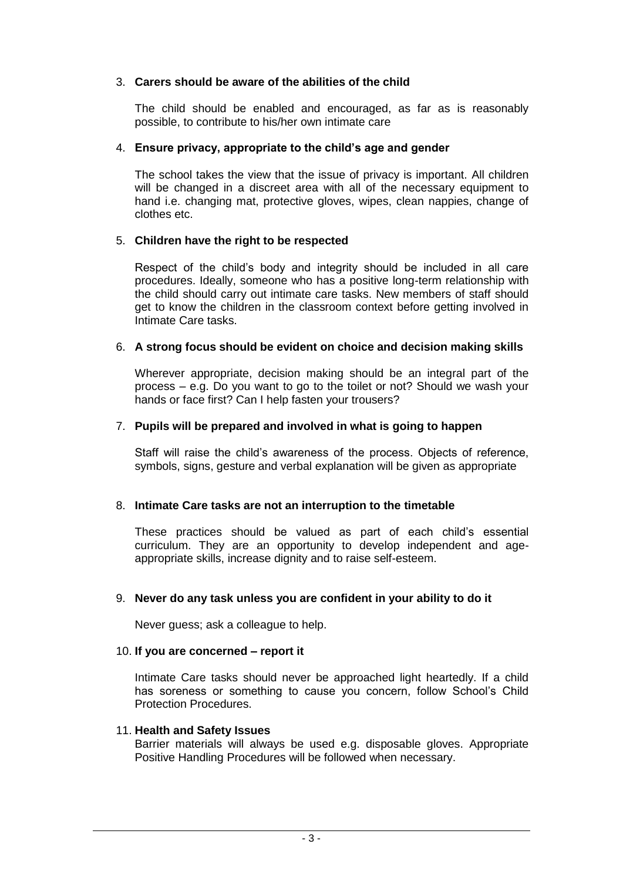3. **Carers should be aware of the abilities of the child**

   The child should be enabled and encouraged, as far as is reasonably possible, to contribute to his/her own intimate care

4. **Ensure privacy, appropriate to the child's age and gender**

   The school takes the view that the issue of privacy is important. All children will be changed in a discreet area with all of the necessary equipment to hand i.e. changing mat, protective gloves, wipes, clean nappies, change of clothes etc.

5. **Children have the right to be respected**

   Respect of the child's body and integrity should be included in all care procedures. Ideally, someone who has a positive long-term relationship with the child should carry out intimate care tasks. New members of staff should get to know the children in the classroom context before getting involved in Intimate Care tasks.

6. **A strong focus should be evident on choice and decision making skills**

   Wherever appropriate, decision making should be an integral part of the process – e.g. Do you want to go to the toilet or not? Should we wash your hands or face first? Can I help fasten your trousers?

7. **Pupils will be prepared and involved in what is going to happen**

   Staff will raise the child's awareness of the process. Objects of reference, symbols, signs, gesture and verbal explanation will be given as appropriate

8. **Intimate Care tasks are not an interruption to the timetable**

   These practices should be valued as part of each child's essential curriculum. They are an opportunity to develop independent and age-appropriate skills, increase dignity and to raise self-esteem.

9. **Never do any task unless you are confident in your ability to do it**

   Never guess; ask a colleague to help.

10. **If you are concerned – report it**

    Intimate Care tasks should never be approached light heartedly. If a child has soreness or something to cause you concern, follow School's Child Protection Procedures.

11. **Health and Safety Issues**

    Barrier materials will always be used e.g. disposable gloves. Appropriate Positive Handling Procedures will be followed when necessary.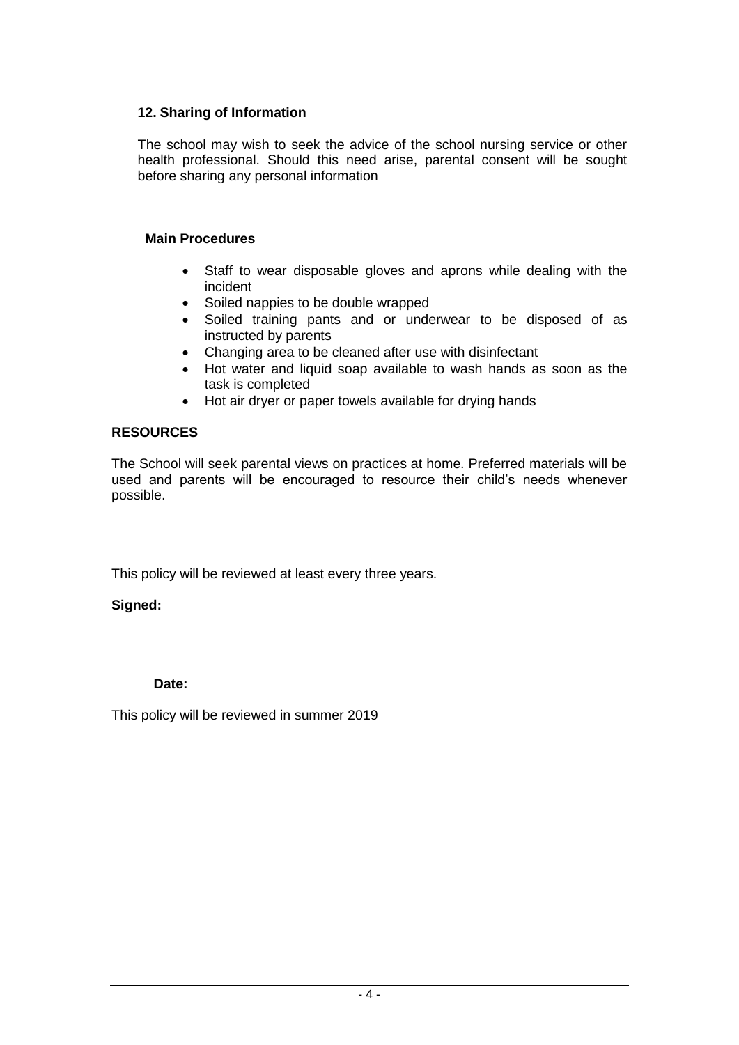### 12. Sharing of Information

The school may wish to seek the advice of the school nursing service or other health professional. Should this need arise, parental consent will be sought before sharing any personal information

### Main Procedures

- Staff to wear disposable gloves and aprons while dealing with the incident
- Soiled nappies to be double wrapped
- Soiled training pants and or underwear to be disposed of as instructed by parents
- Changing area to be cleaned after use with disinfectant
- Hot water and liquid soap available to wash hands as soon as the task is completed
- Hot air dryer or paper towels available for drying hands

### RESOURCES

The School will seek parental views on practices at home. Preferred materials will be used and parents will be encouraged to resource their child's needs whenever possible.

This policy will be reviewed at least every three years.

**Signed:**

**Date:**

This policy will be reviewed in summer 2019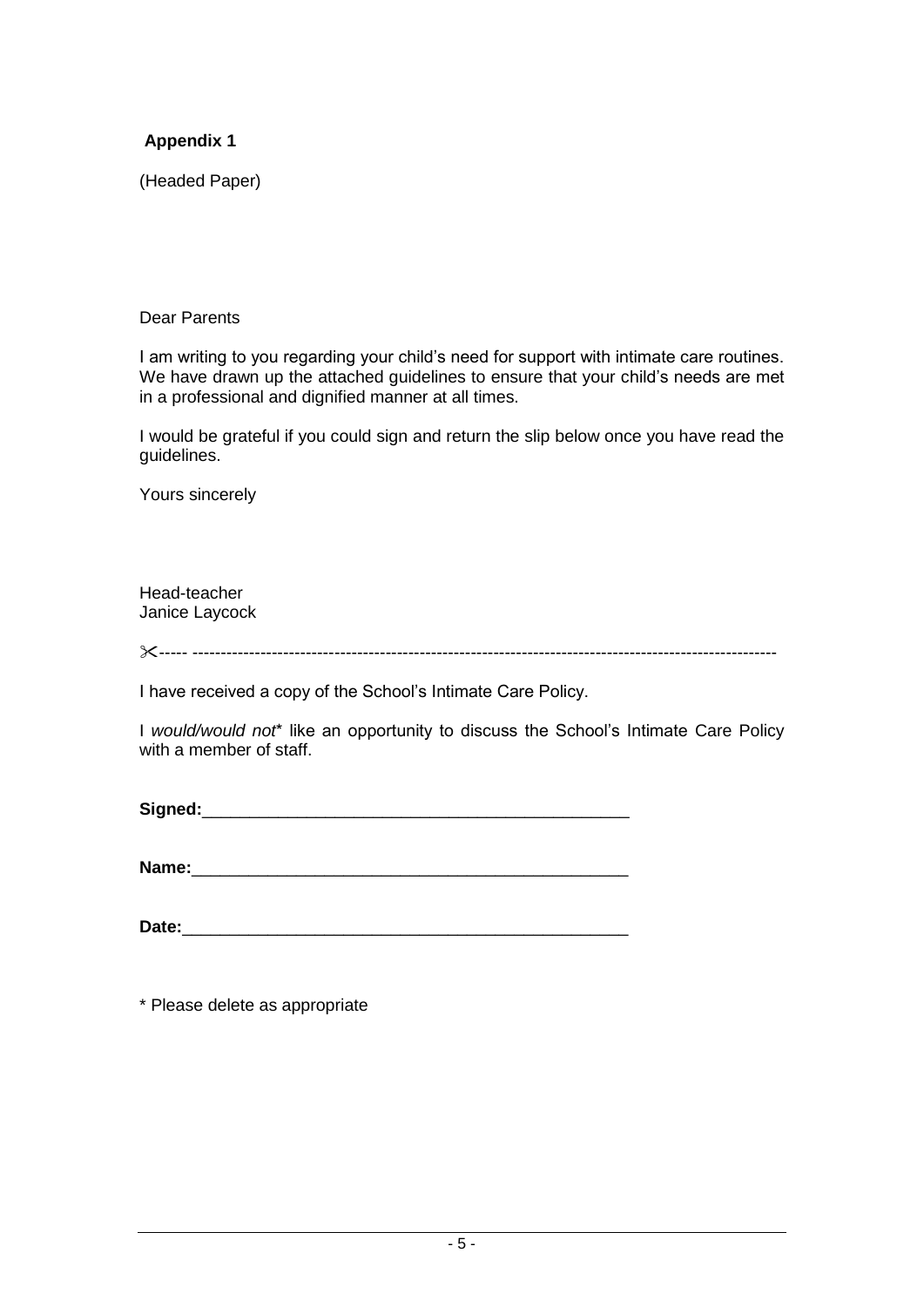**Appendix 1**

(Headed Paper)

Dear Parents

I am writing to you regarding your child's need for support with intimate care routines. We have drawn up the attached guidelines to ensure that your child's needs are met in a professional and dignified manner at all times.

I would be grateful if you could sign and return the slip below once you have read the guidelines.

Yours sincerely

Head-teacher
Janice Laycock

✂----- ----------------------------------------------------------------------------------------------------------

I have received a copy of the School's Intimate Care Policy.

I *would/would not** like an opportunity to discuss the School's Intimate Care Policy with a member of staff.

**Signed:**_____________________________________________

**Name:**_____________________________________________

**Date:**_____________________________________________

* Please delete as appropriate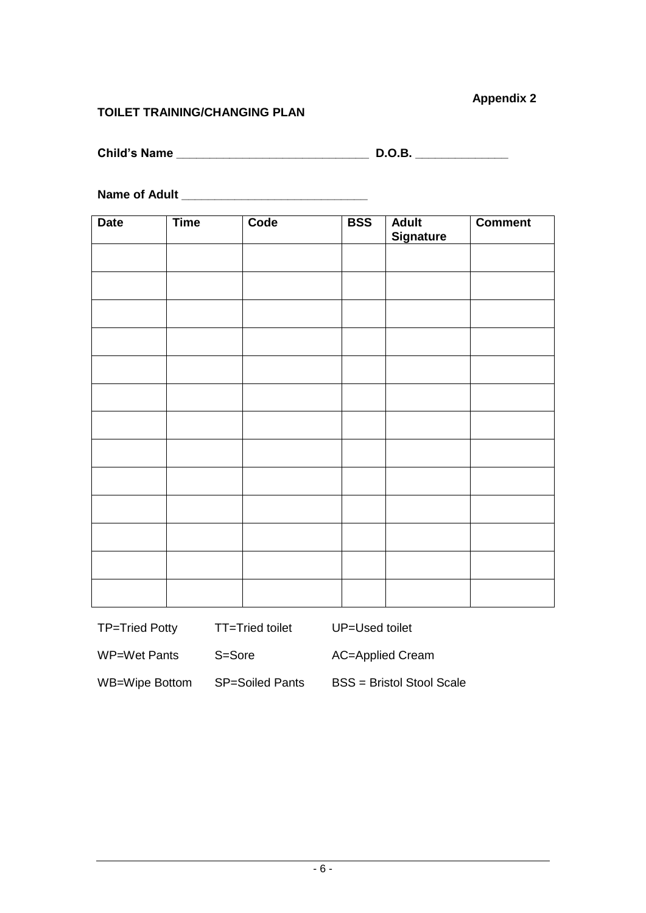**Appendix 2**

**TOILET TRAINING/CHANGING PLAN**

**Child's Name** _____________________________ **D.O.B.** ______________

**Name of Adult** ____________________________

| Date | Time | Code | BSS | Adult Signature | Comment |
|---|---|---|---|---|---|
| | | | | | |
| | | | | | |
| | | | | | |
| | | | | | |
| | | | | | |
| | | | | | |
| | | | | | |
| | | | | | |
| | | | | | |
| | | | | | |
| | | | | | |
| | | | | | |
| | | | | | |

TP=Tried Potty    TT=Tried toilet    UP=Used toilet

WP=Wet Pants    S=Sore    AC=Applied Cream

WB=Wipe Bottom    SP=Soiled Pants    BSS = Bristol Stool Scale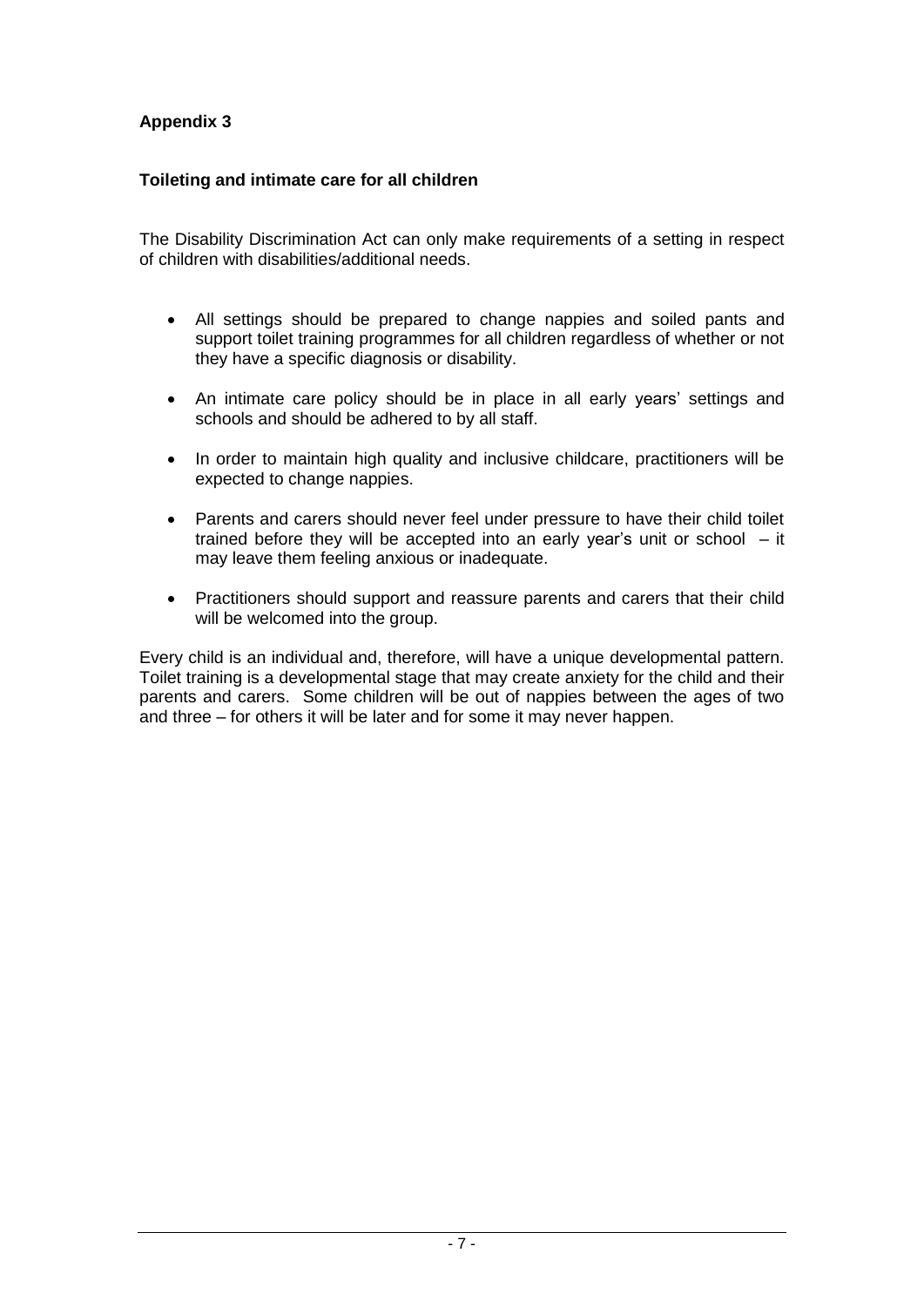**Appendix 3**

**Toileting and intimate care for all children**

The Disability Discrimination Act can only make requirements of a setting in respect of children with disabilities/additional needs.

- All settings should be prepared to change nappies and soiled pants and support toilet training programmes for all children regardless of whether or not they have a specific diagnosis or disability.
- An intimate care policy should be in place in all early years' settings and schools and should be adhered to by all staff.
- In order to maintain high quality and inclusive childcare, practitioners will be expected to change nappies.
- Parents and carers should never feel under pressure to have their child toilet trained before they will be accepted into an early year's unit or school – it may leave them feeling anxious or inadequate.
- Practitioners should support and reassure parents and carers that their child will be welcomed into the group.

Every child is an individual and, therefore, will have a unique developmental pattern. Toilet training is a developmental stage that may create anxiety for the child and their parents and carers. Some children will be out of nappies between the ages of two and three – for others it will be later and for some it may never happen.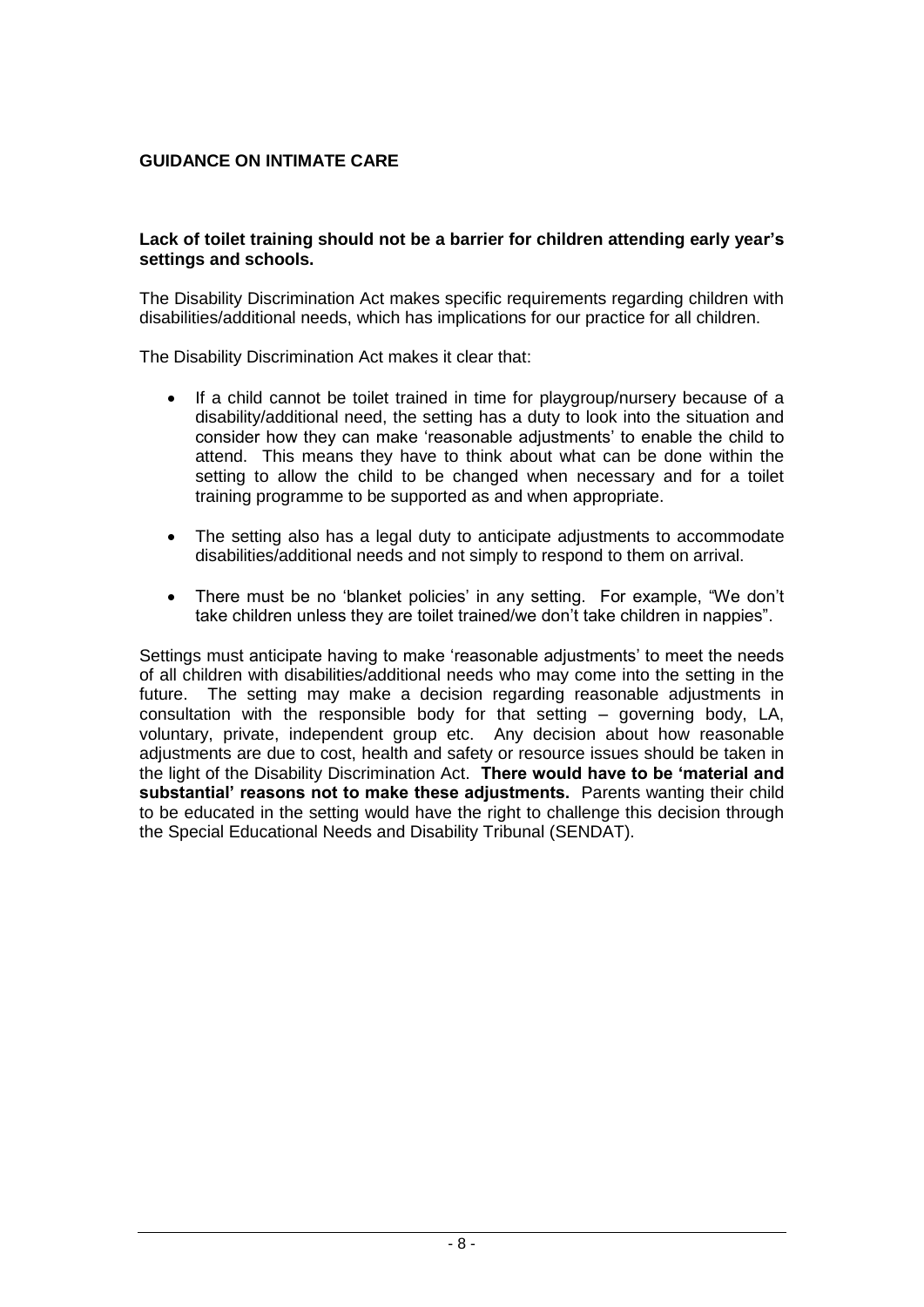## GUIDANCE ON INTIMATE CARE

**Lack of toilet training should not be a barrier for children attending early year's settings and schools.**

The Disability Discrimination Act makes specific requirements regarding children with disabilities/additional needs, which has implications for our practice for all children.

The Disability Discrimination Act makes it clear that:

- If a child cannot be toilet trained in time for playgroup/nursery because of a disability/additional need, the setting has a duty to look into the situation and consider how they can make 'reasonable adjustments' to enable the child to attend. This means they have to think about what can be done within the setting to allow the child to be changed when necessary and for a toilet training programme to be supported as and when appropriate.
- The setting also has a legal duty to anticipate adjustments to accommodate disabilities/additional needs and not simply to respond to them on arrival.
- There must be no 'blanket policies' in any setting. For example, "We don't take children unless they are toilet trained/we don't take children in nappies".

Settings must anticipate having to make 'reasonable adjustments' to meet the needs of all children with disabilities/additional needs who may come into the setting in the future. The setting may make a decision regarding reasonable adjustments in consultation with the responsible body for that setting – governing body, LA, voluntary, private, independent group etc. Any decision about how reasonable adjustments are due to cost, health and safety or resource issues should be taken in the light of the Disability Discrimination Act. **There would have to be 'material and substantial' reasons not to make these adjustments.** Parents wanting their child to be educated in the setting would have the right to challenge this decision through the Special Educational Needs and Disability Tribunal (SENDAT).